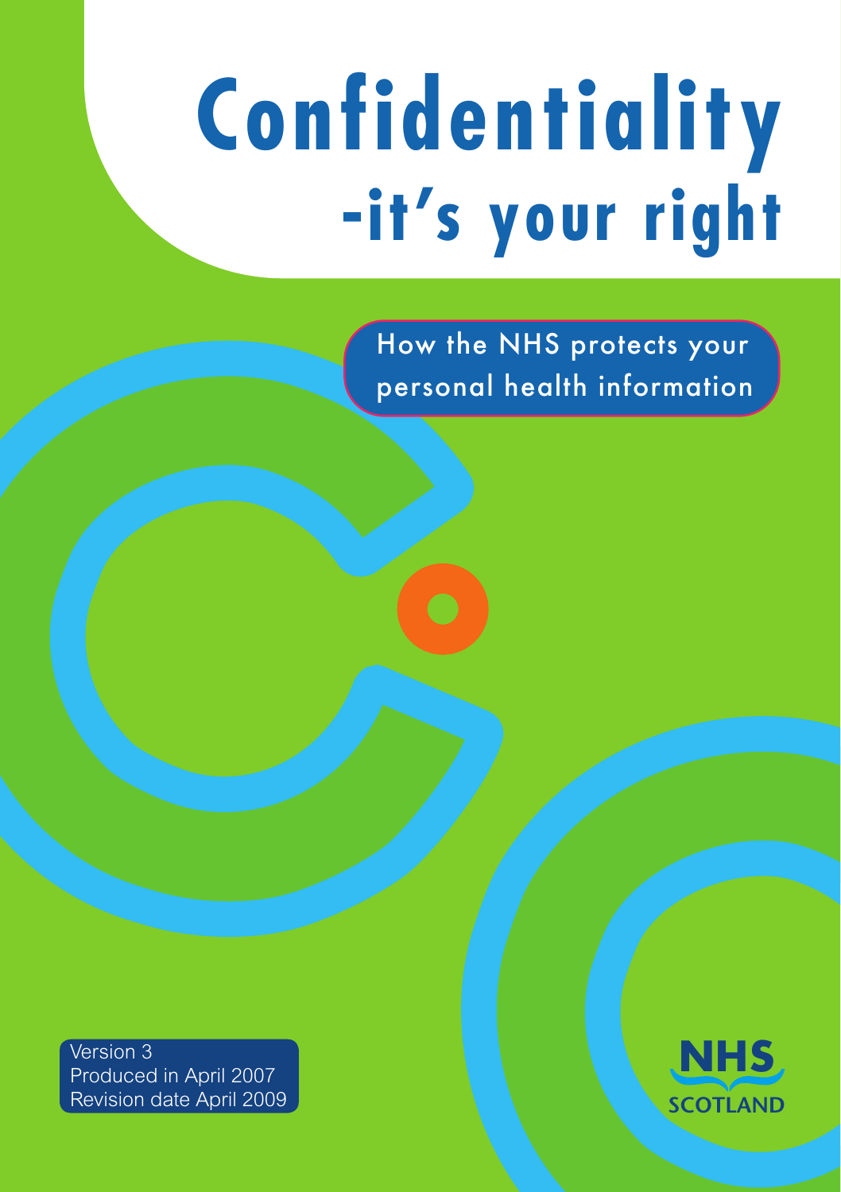# Confidentiality -it's your right

How the NHS protects your personal health information

Version 3
Produced in April 2007
Revision date April 2009

NHS SCOTLAND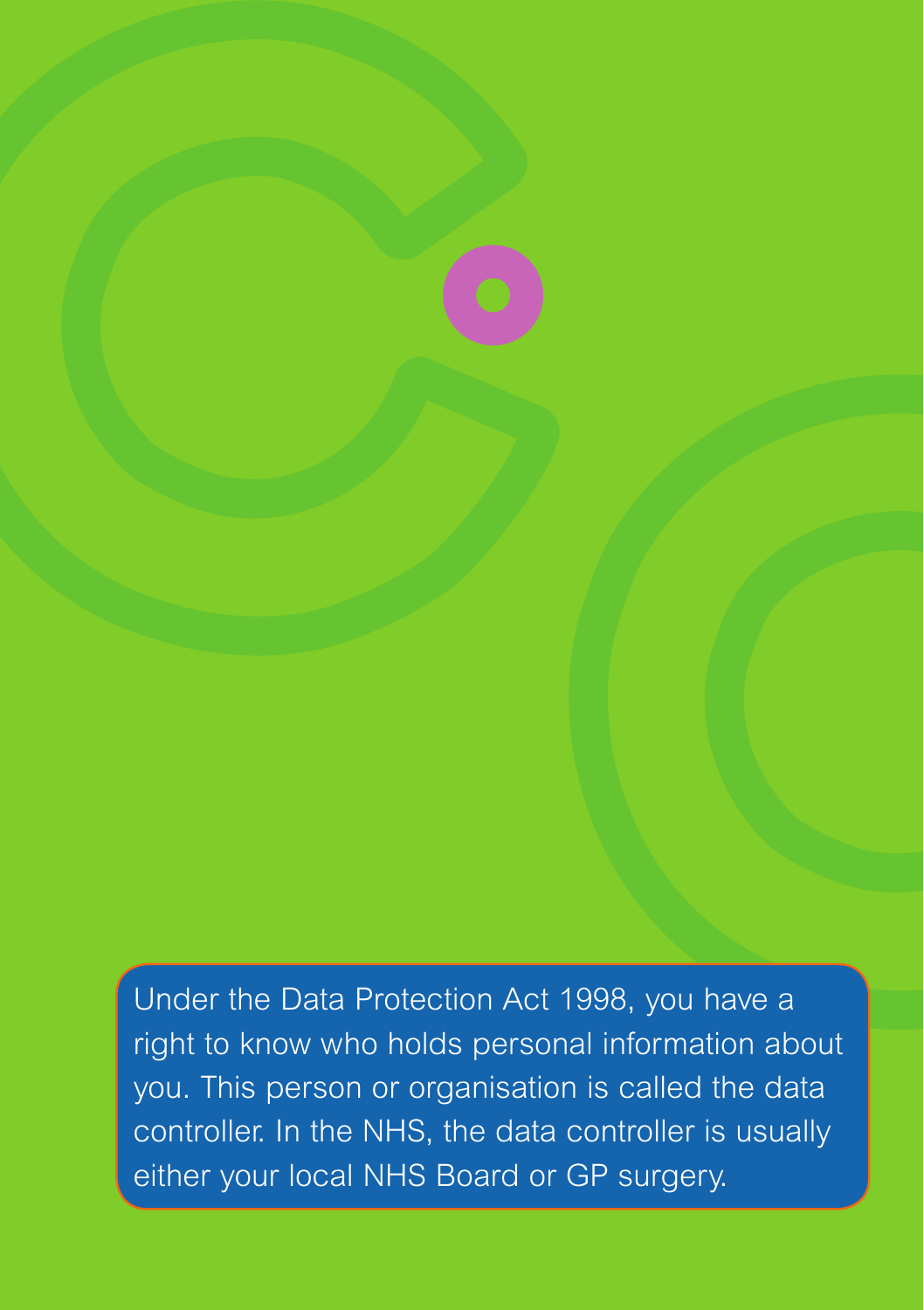Under the Data Protection Act 1998, you have a right to know who holds personal information about you. This person or organisation is called the data controller. In the NHS, the data controller is usually either your local NHS Board or GP surgery.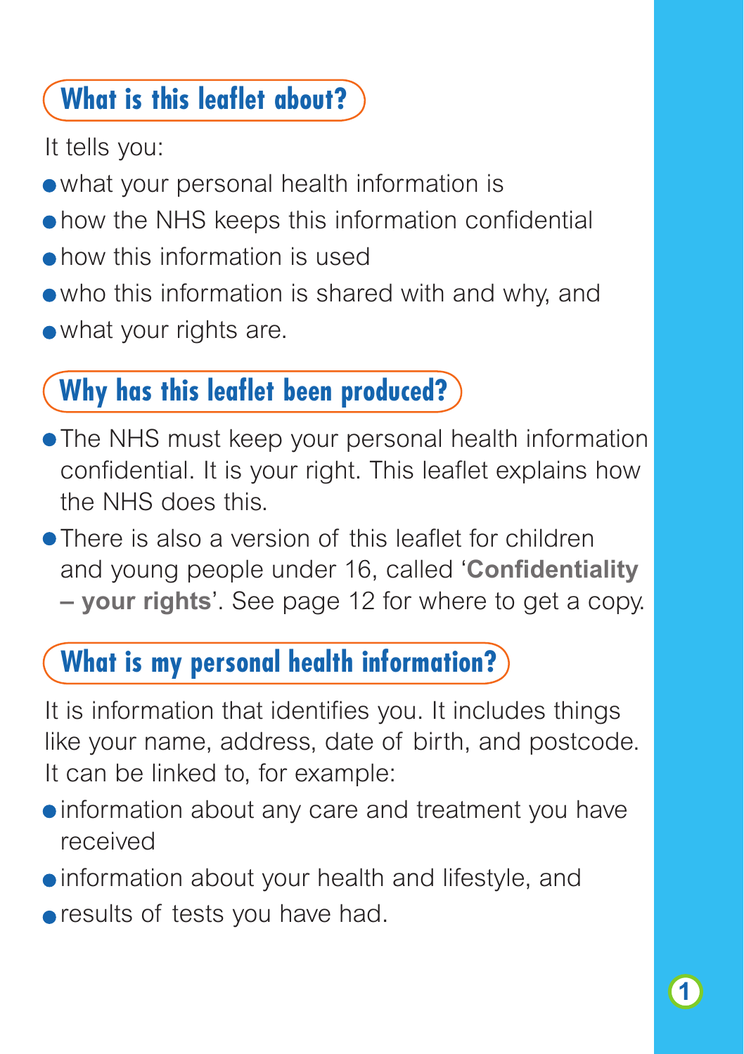## What is this leaflet about?

It tells you:

- what your personal health information is
- how the NHS keeps this information confidential
- how this information is used
- who this information is shared with and why, and
- what your rights are.

## Why has this leaflet been produced?

- The NHS must keep your personal health information confidential. It is your right. This leaflet explains how the NHS does this.
- There is also a version of this leaflet for children and young people under 16, called '**Confidentiality – your rights**'. See page 12 for where to get a copy.

## What is my personal health information?

It is information that identifies you. It includes things like your name, address, date of birth, and postcode. It can be linked to, for example:

- information about any care and treatment you have received
- information about your health and lifestyle, and
- results of tests you have had.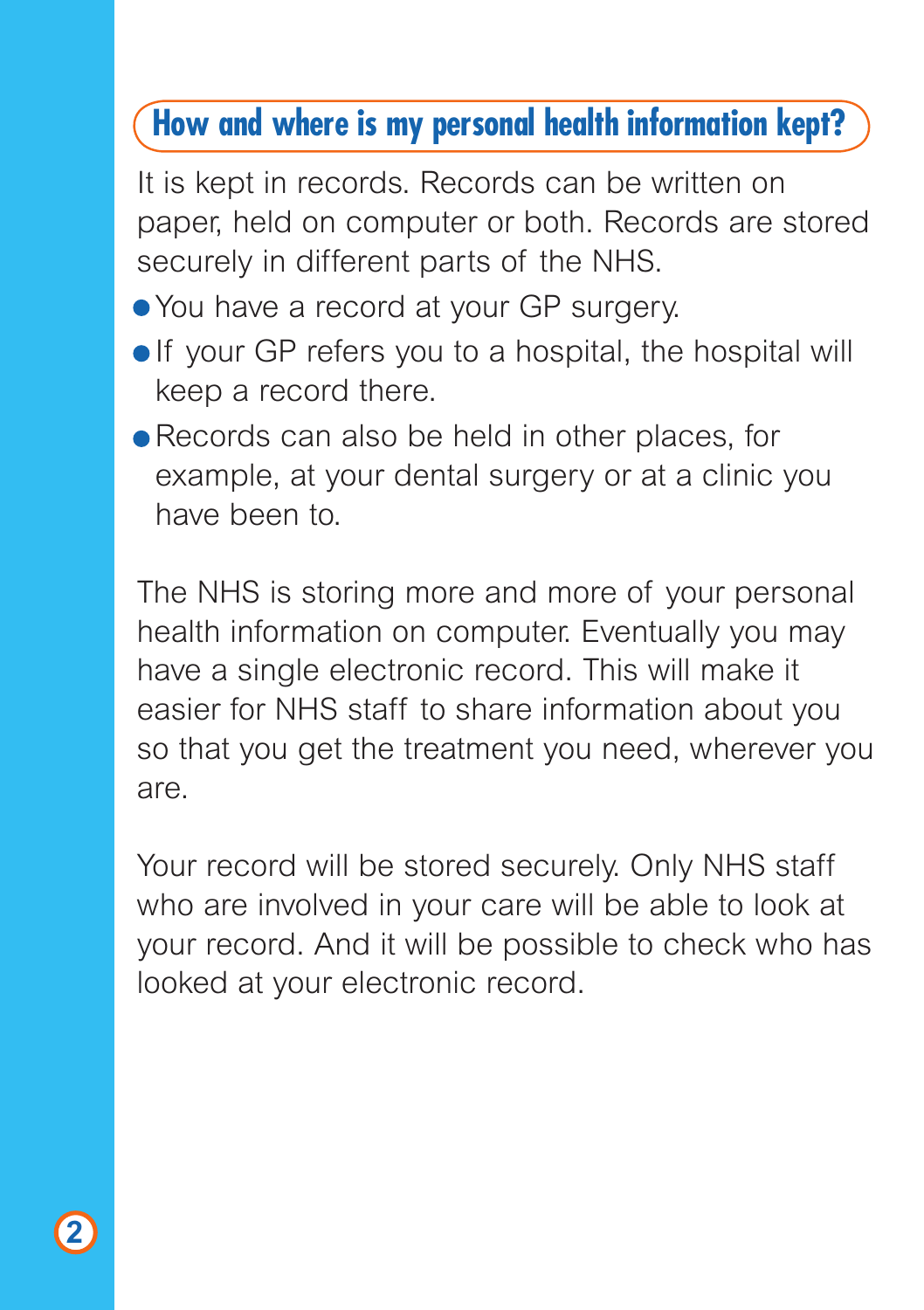## How and where is my personal health information kept?

It is kept in records. Records can be written on paper, held on computer or both. Records are stored securely in different parts of the NHS.

- You have a record at your GP surgery.
- If your GP refers you to a hospital, the hospital will keep a record there.
- Records can also be held in other places, for example, at your dental surgery or at a clinic you have been to.

The NHS is storing more and more of your personal health information on computer. Eventually you may have a single electronic record. This will make it easier for NHS staff to share information about you so that you get the treatment you need, wherever you are.

Your record will be stored securely. Only NHS staff who are involved in your care will be able to look at your record. And it will be possible to check who has looked at your electronic record.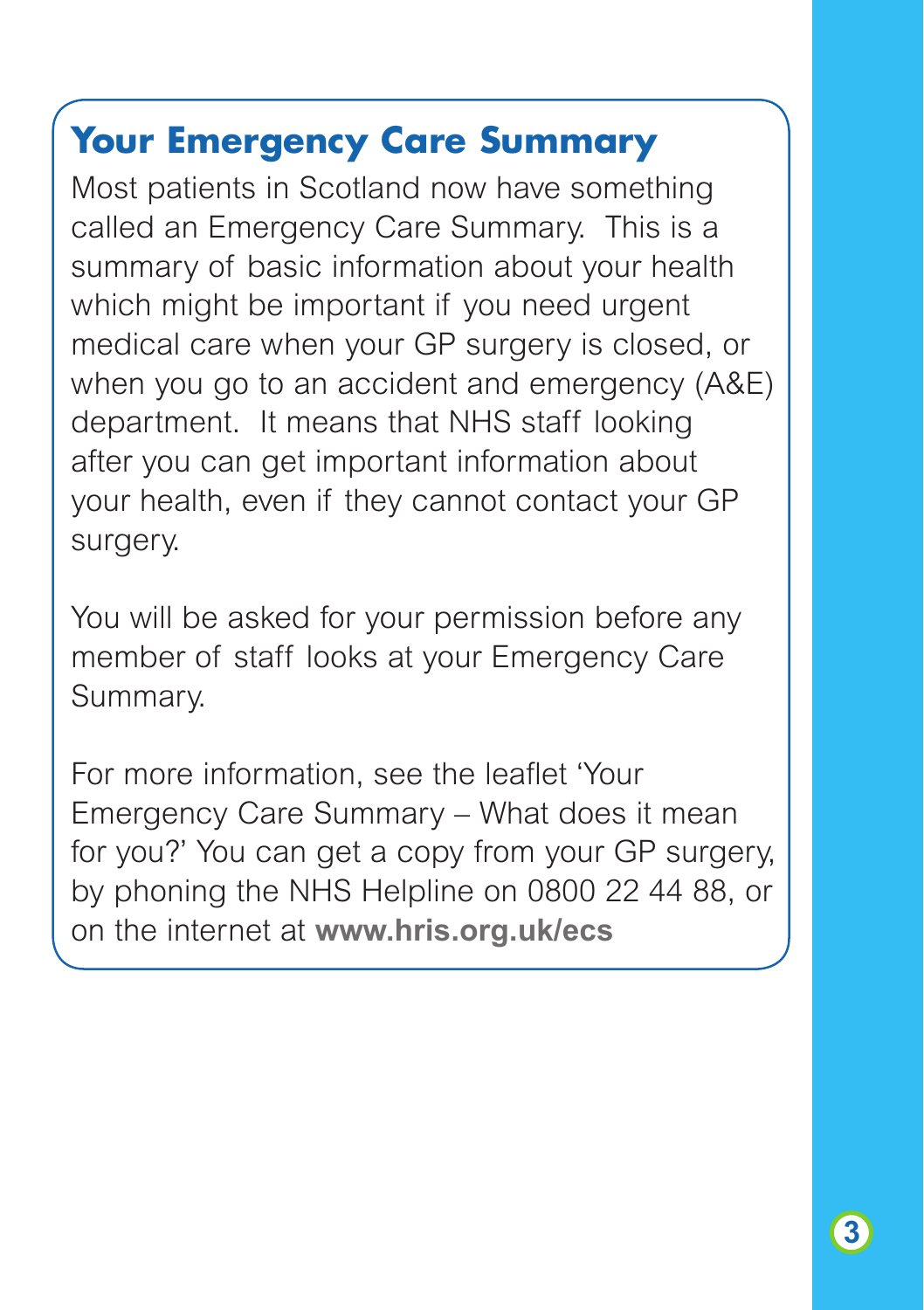## Your Emergency Care Summary

Most patients in Scotland now have something called an Emergency Care Summary. This is a summary of basic information about your health which might be important if you need urgent medical care when your GP surgery is closed, or when you go to an accident and emergency (A&E) department. It means that NHS staff looking after you can get important information about your health, even if they cannot contact your GP surgery.

You will be asked for your permission before any member of staff looks at your Emergency Care Summary.

For more information, see the leaflet 'Your Emergency Care Summary – What does it mean for you?' You can get a copy from your GP surgery, by phoning the NHS Helpline on 0800 22 44 88, or on the internet at **www.hris.org.uk/ecs**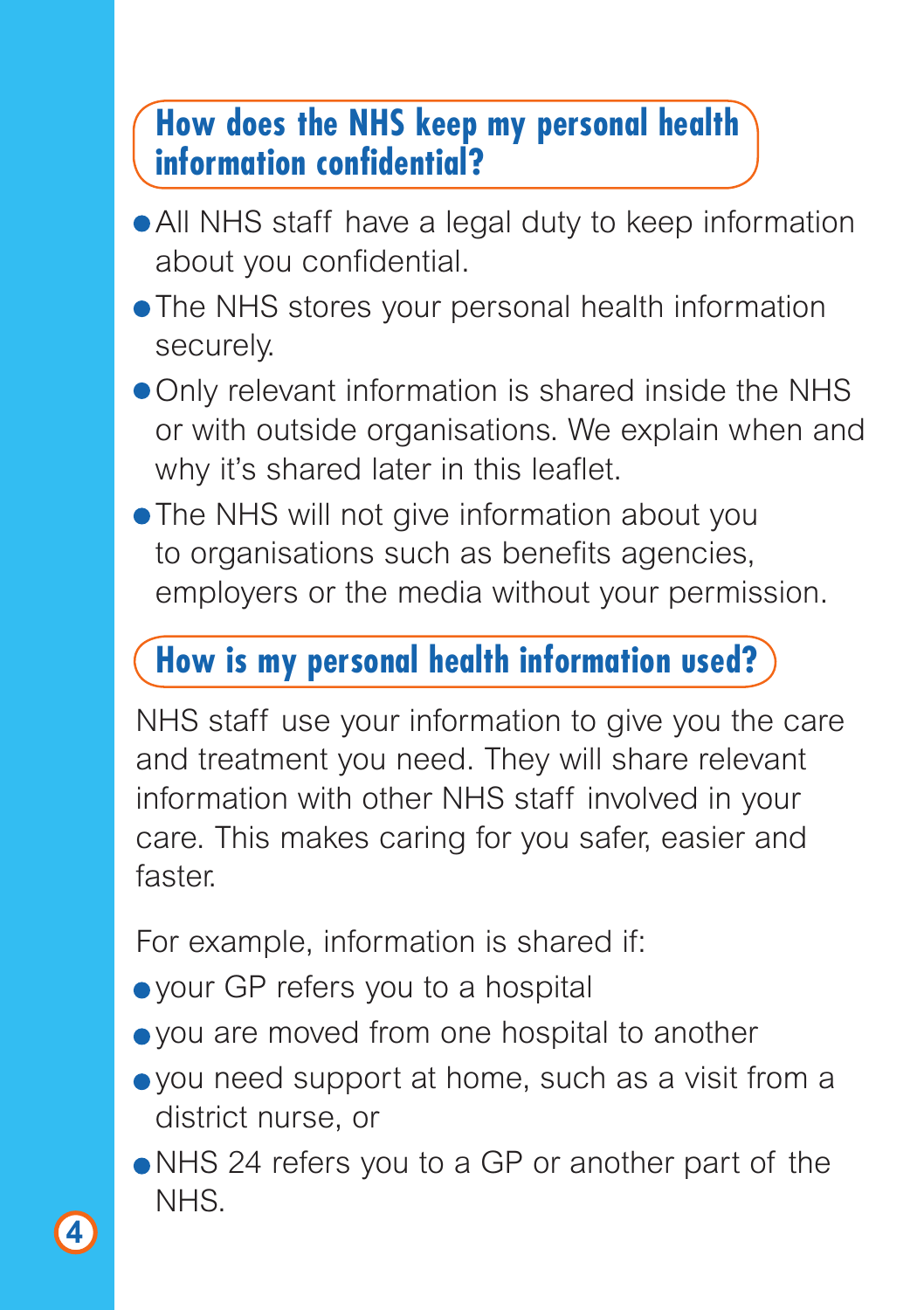## How does the NHS keep my personal health information confidential?

- All NHS staff have a legal duty to keep information about you confidential.
- The NHS stores your personal health information securely.
- Only relevant information is shared inside the NHS or with outside organisations. We explain when and why it's shared later in this leaflet.
- The NHS will not give information about you to organisations such as benefits agencies, employers or the media without your permission.

## How is my personal health information used?

NHS staff use your information to give you the care and treatment you need. They will share relevant information with other NHS staff involved in your care. This makes caring for you safer, easier and faster.

For example, information is shared if:

- your GP refers you to a hospital
- you are moved from one hospital to another
- you need support at home, such as a visit from a district nurse, or
- NHS 24 refers you to a GP or another part of the NHS.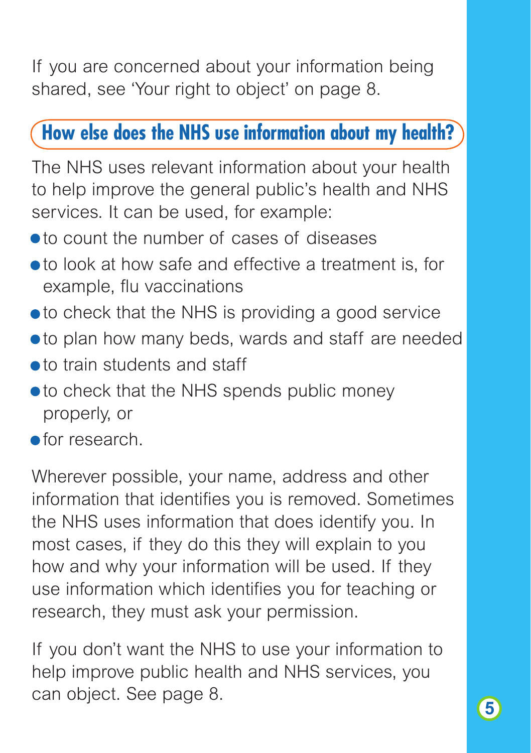If you are concerned about your information being shared, see 'Your right to object' on page 8.

## How else does the NHS use information about my health?

The NHS uses relevant information about your health to help improve the general public's health and NHS services. It can be used, for example:

- to count the number of cases of diseases
- to look at how safe and effective a treatment is, for example, flu vaccinations
- to check that the NHS is providing a good service
- to plan how many beds, wards and staff are needed
- to train students and staff
- to check that the NHS spends public money properly, or
- for research.

Wherever possible, your name, address and other information that identifies you is removed. Sometimes the NHS uses information that does identify you. In most cases, if they do this they will explain to you how and why your information will be used. If they use information which identifies you for teaching or research, they must ask your permission.

If you don't want the NHS to use your information to help improve public health and NHS services, you can object. See page 8.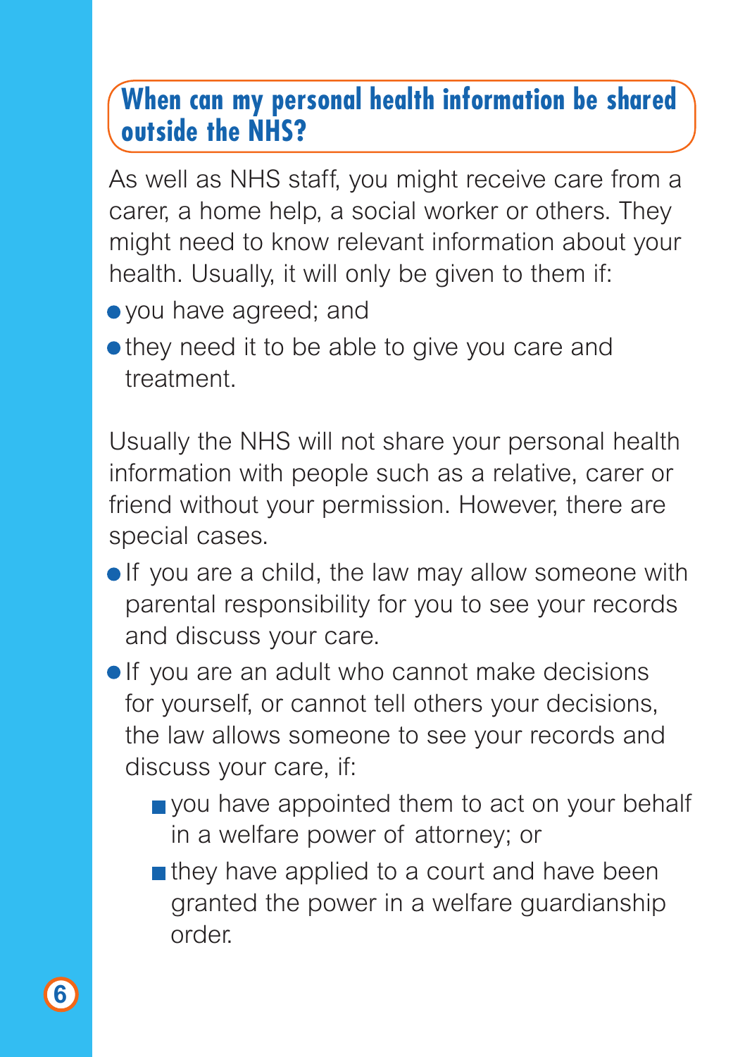## When can my personal health information be shared outside the NHS?

As well as NHS staff, you might receive care from a carer, a home help, a social worker or others. They might need to know relevant information about your health. Usually, it will only be given to them if:

- you have agreed; and
- they need it to be able to give you care and treatment.

Usually the NHS will not share your personal health information with people such as a relative, carer or friend without your permission. However, there are special cases.

- If you are a child, the law may allow someone with parental responsibility for you to see your records and discuss your care.
- If you are an adult who cannot make decisions for yourself, or cannot tell others your decisions, the law allows someone to see your records and discuss your care, if:
  - you have appointed them to act on your behalf in a welfare power of attorney; or
  - they have applied to a court and have been granted the power in a welfare guardianship order.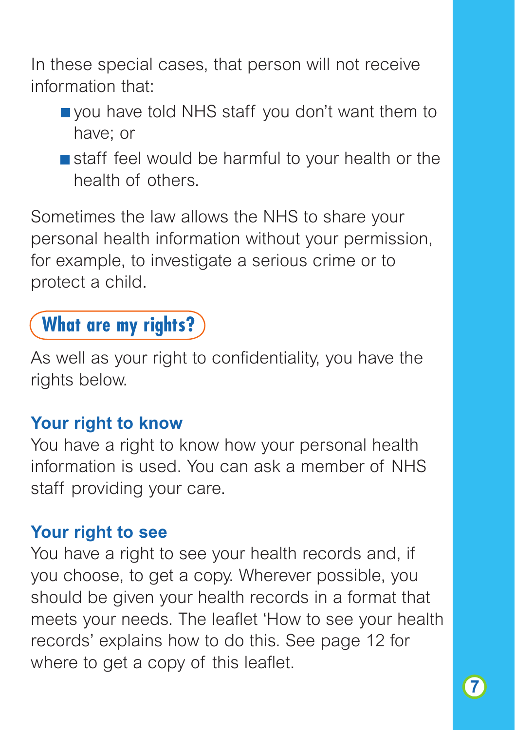In these special cases, that person will not receive information that:

- you have told NHS staff you don't want them to have; or
- staff feel would be harmful to your health or the health of others.

Sometimes the law allows the NHS to share your personal health information without your permission, for example, to investigate a serious crime or to protect a child.

## What are my rights?

As well as your right to confidentiality, you have the rights below.

### Your right to know

You have a right to know how your personal health information is used. You can ask a member of NHS staff providing your care.

### Your right to see

You have a right to see your health records and, if you choose, to get a copy. Wherever possible, you should be given your health records in a format that meets your needs. The leaflet 'How to see your health records' explains how to do this. See page 12 for where to get a copy of this leaflet.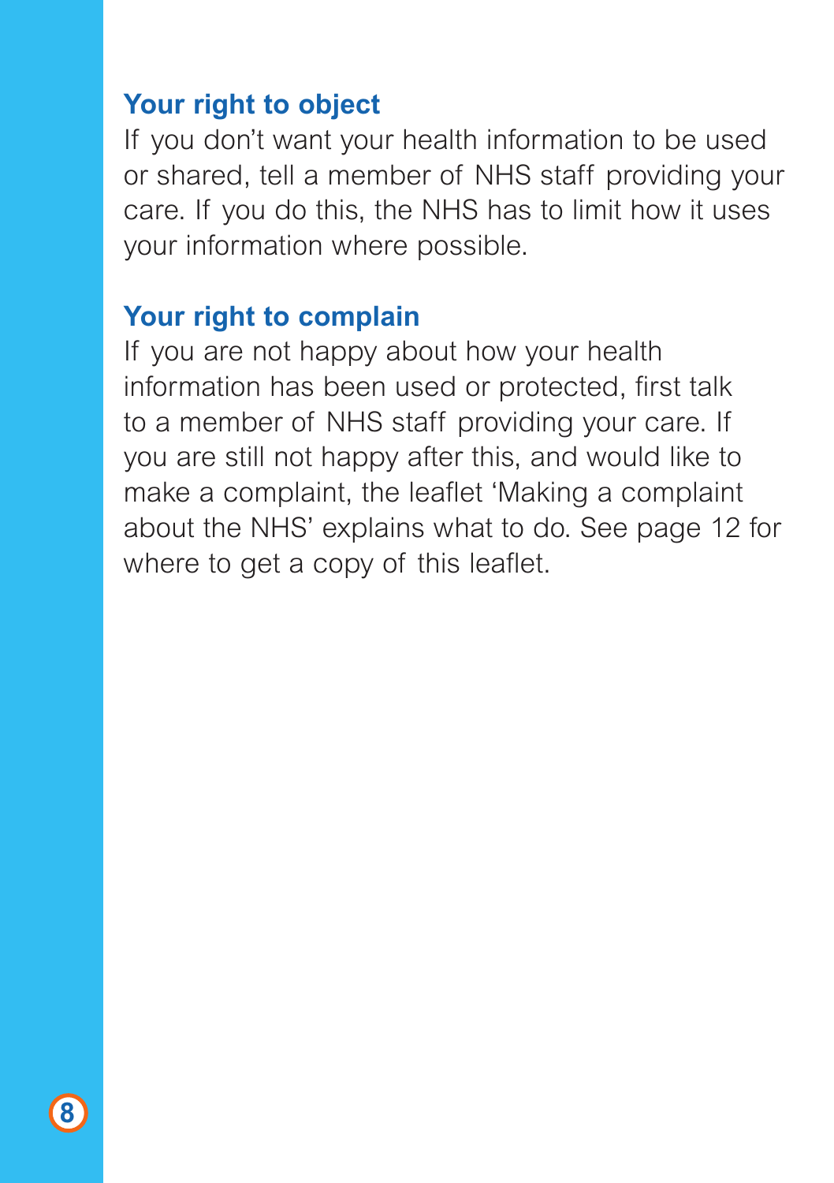## Your right to object

If you don't want your health information to be used or shared, tell a member of NHS staff providing your care. If you do this, the NHS has to limit how it uses your information where possible.

## Your right to complain

If you are not happy about how your health information has been used or protected, first talk to a member of NHS staff providing your care. If you are still not happy after this, and would like to make a complaint, the leaflet 'Making a complaint about the NHS' explains what to do. See page 12 for where to get a copy of this leaflet.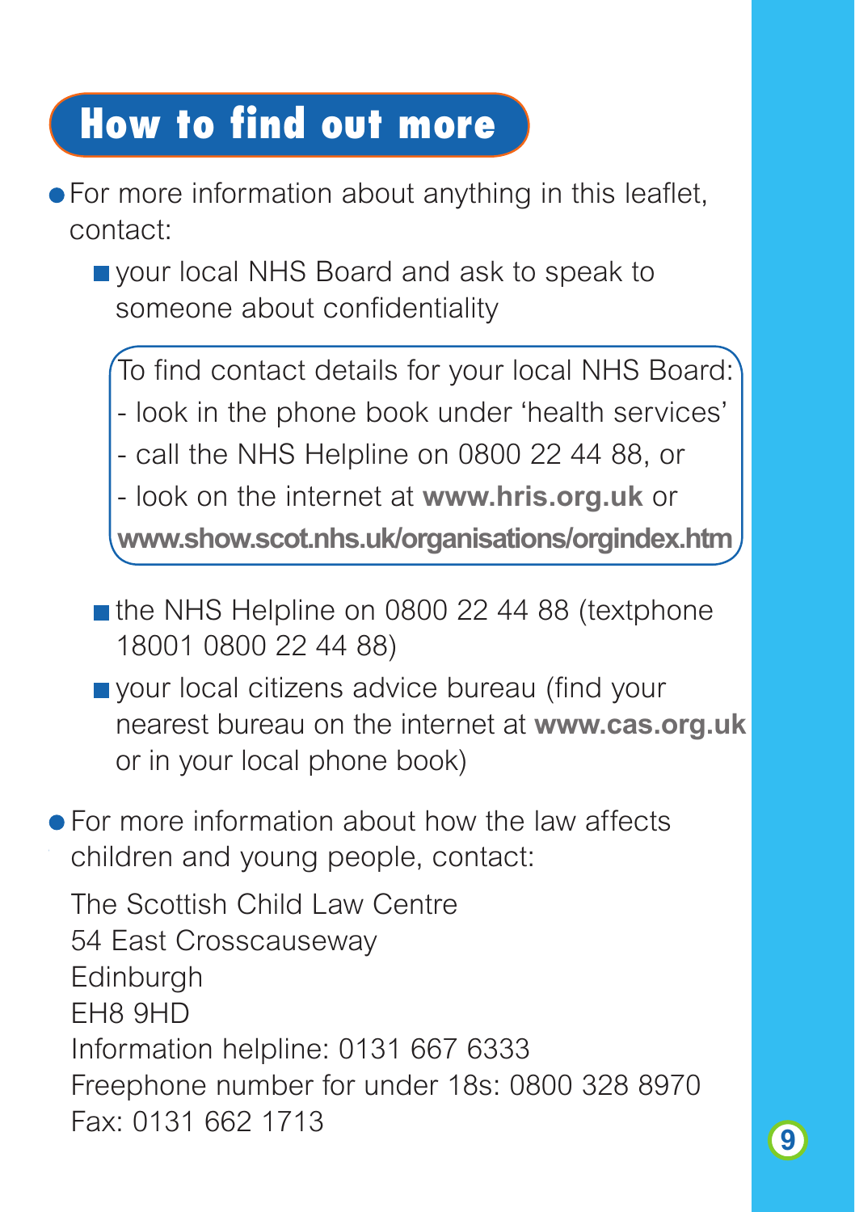## How to find out more

- For more information about anything in this leaflet, contact:
  - your local NHS Board and ask to speak to someone about confidentiality

    To find contact details for your local NHS Board:
    - look in the phone book under 'health services'
    - call the NHS Helpline on 0800 22 44 88, or
    - look on the internet at **www.hris.org.uk** or **www.show.scot.nhs.uk/organisations/orgindex.htm**

  - the NHS Helpline on 0800 22 44 88 (textphone 18001 0800 22 44 88)
  - your local citizens advice bureau (find your nearest bureau on the internet at **www.cas.org.uk** or in your local phone book)

- For more information about how the law affects children and young people, contact:

  The Scottish Child Law Centre
  54 East Crosscauseway
  Edinburgh
  EH8 9HD
  Information helpline: 0131 667 6333
  Freephone number for under 18s: 0800 328 8970
  Fax: 0131 662 1713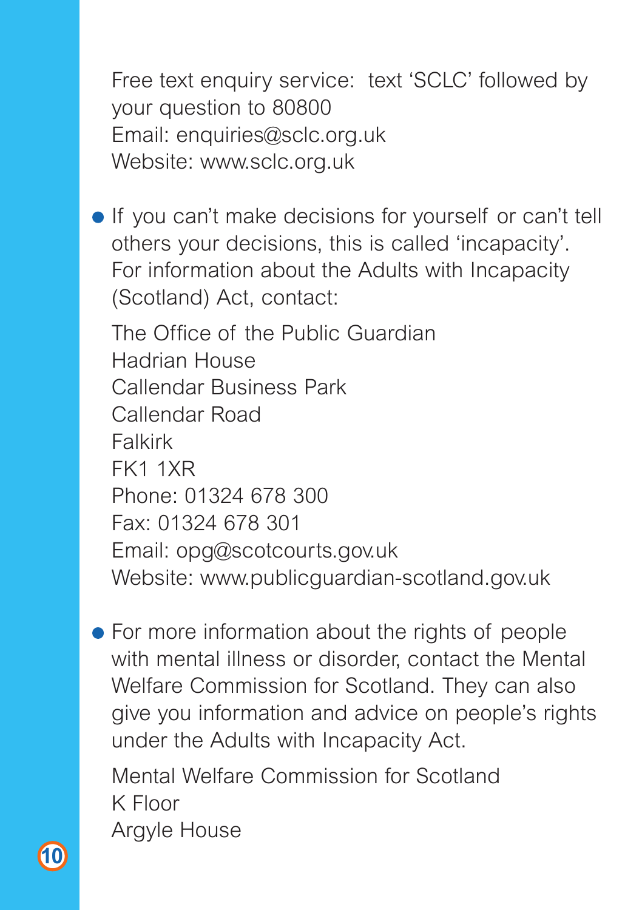Free text enquiry service: text 'SCLC' followed by your question to 80800
Email: enquiries@sclc.org.uk
Website: www.sclc.org.uk

- If you can't make decisions for yourself or can't tell others your decisions, this is called 'incapacity'. For information about the Adults with Incapacity (Scotland) Act, contact:

  The Office of the Public Guardian
  Hadrian House
  Callendar Business Park
  Callendar Road
  Falkirk
  FK1 1XR
  Phone: 01324 678 300
  Fax: 01324 678 301
  Email: opg@scotcourts.gov.uk
  Website: www.publicguardian-scotland.gov.uk

- For more information about the rights of people with mental illness or disorder, contact the Mental Welfare Commission for Scotland. They can also give you information and advice on people's rights under the Adults with Incapacity Act.

  Mental Welfare Commission for Scotland
  K Floor
  Argyle House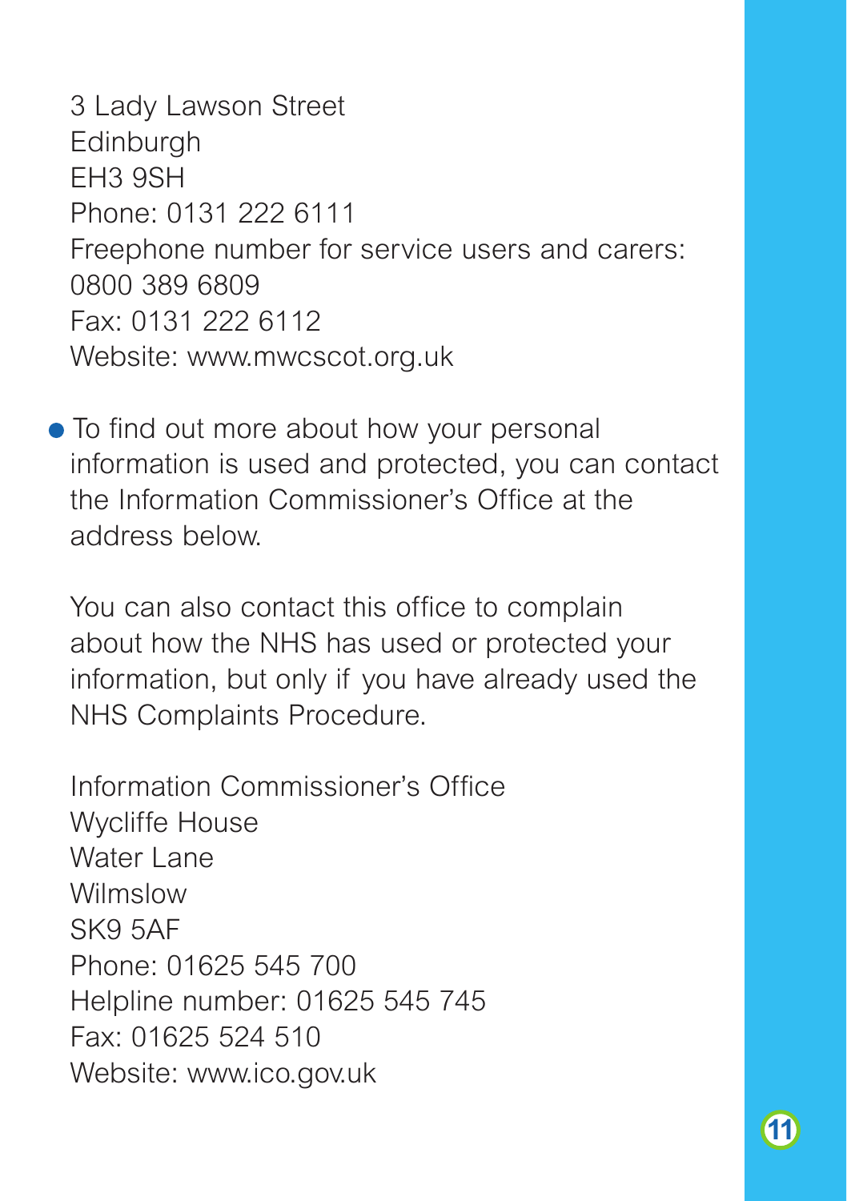3 Lady Lawson Street
Edinburgh
EH3 9SH
Phone: 0131 222 6111
Freephone number for service users and carers: 0800 389 6809
Fax: 0131 222 6112
Website: www.mwcscot.org.uk

- To find out more about how your personal information is used and protected, you can contact the Information Commissioner's Office at the address below.

  You can also contact this office to complain about how the NHS has used or protected your information, but only if you have already used the NHS Complaints Procedure.

  Information Commissioner's Office
  Wycliffe House
  Water Lane
  Wilmslow
  SK9 5AF
  Phone: 01625 545 700
  Helpline number: 01625 545 745
  Fax: 01625 524 510
  Website: www.ico.gov.uk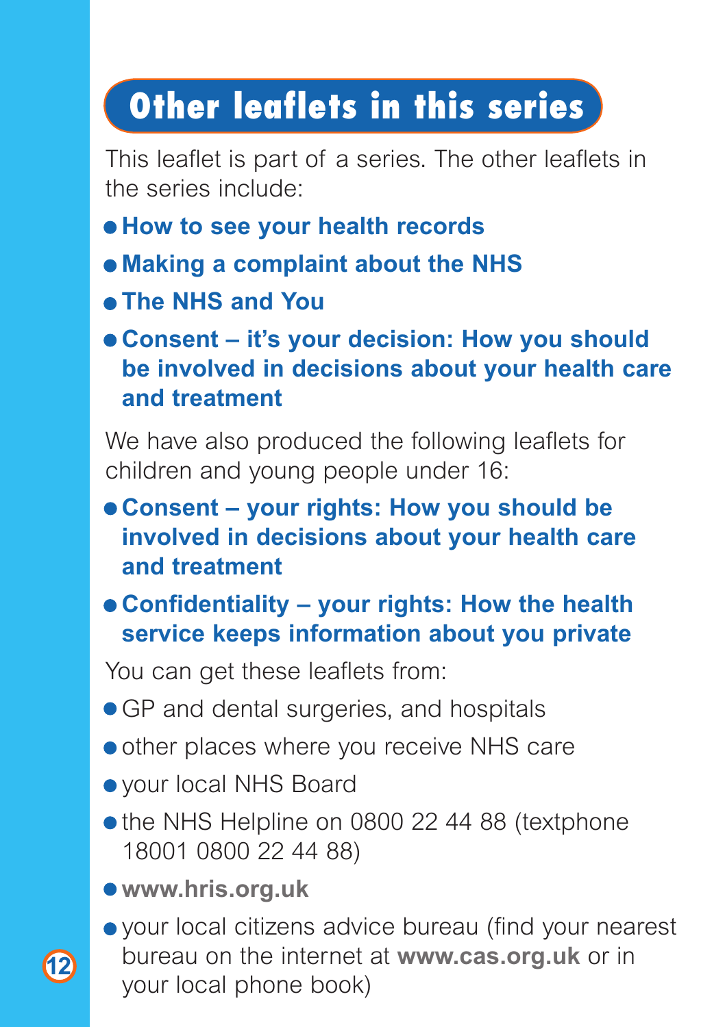## Other leaflets in this series

This leaflet is part of a series. The other leaflets in the series include:

- **How to see your health records**
- **Making a complaint about the NHS**
- **The NHS and You**
- **Consent – it's your decision: How you should be involved in decisions about your health care and treatment**

We have also produced the following leaflets for children and young people under 16:

- **Consent – your rights: How you should be involved in decisions about your health care and treatment**
- **Confidentiality – your rights: How the health service keeps information about you private**

You can get these leaflets from:

- GP and dental surgeries, and hospitals
- other places where you receive NHS care
- your local NHS Board
- the NHS Helpline on 0800 22 44 88 (textphone 18001 0800 22 44 88)
- **www.hris.org.uk**
- your local citizens advice bureau (find your nearest bureau on the internet at **www.cas.org.uk** or in your local phone book)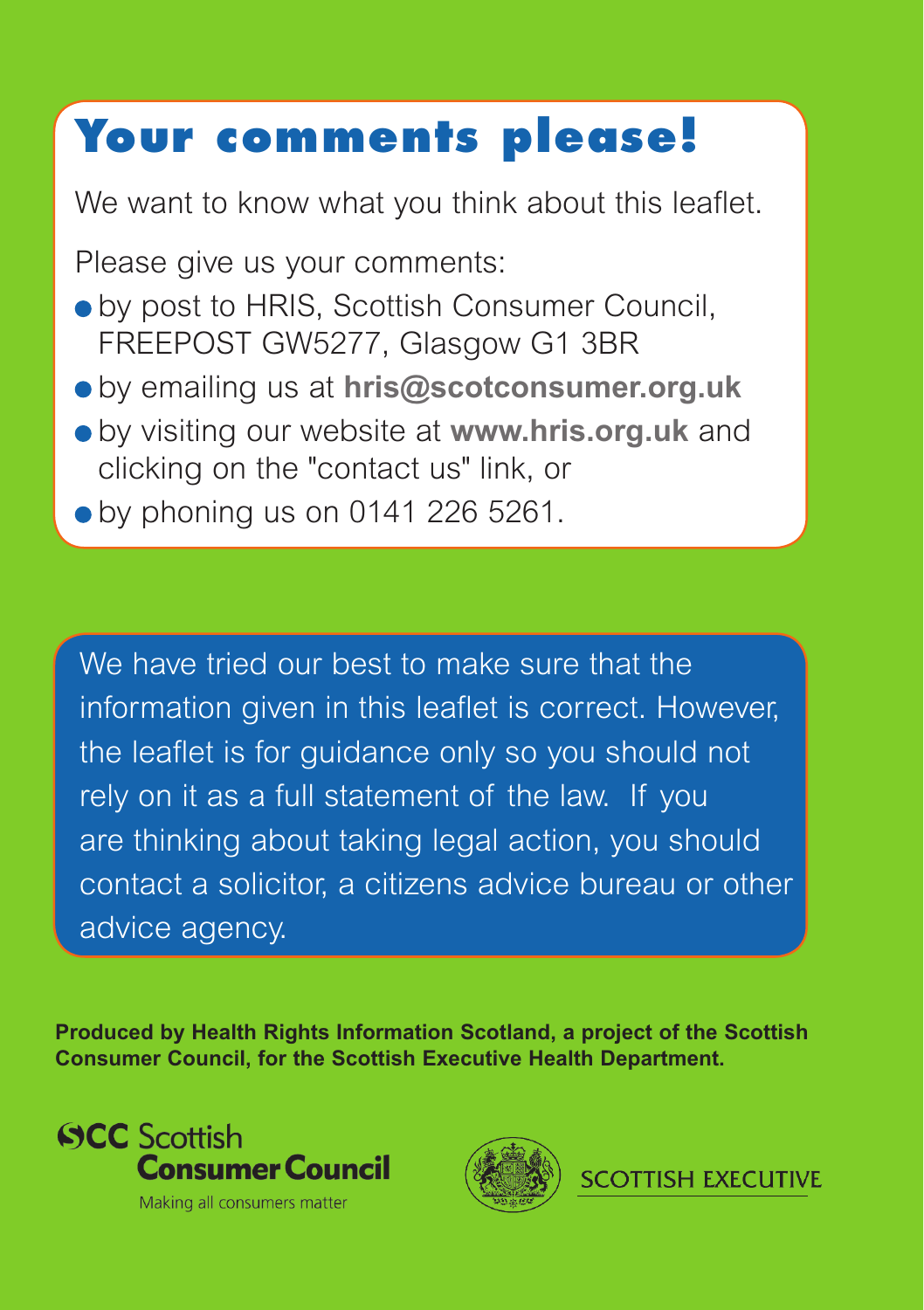# Your comments please!

We want to know what you think about this leaflet.

Please give us your comments:

- by post to HRIS, Scottish Consumer Council, FREEPOST GW5277, Glasgow G1 3BR
- by emailing us at **hris@scotconsumer.org.uk**
- by visiting our website at **www.hris.org.uk** and clicking on the "contact us" link, or
- by phoning us on 0141 226 5261.

We have tried our best to make sure that the information given in this leaflet is correct. However, the leaflet is for guidance only so you should not rely on it as a full statement of the law. If you are thinking about taking legal action, you should contact a solicitor, a citizens advice bureau or other advice agency.

**Produced by Health Rights Information Scotland, a project of the Scottish Consumer Council, for the Scottish Executive Health Department.**

SCC Scottish Consumer Council

Making all consumers matter

SCOTTISH EXECUTIVE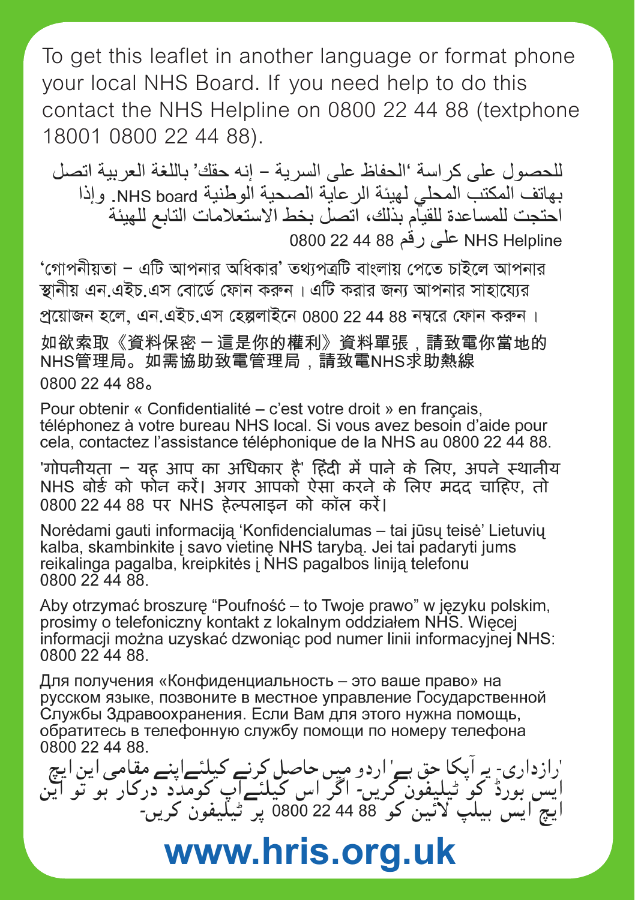To get this leaflet in another language or format phone your local NHS Board. If you need help to do this contact the NHS Helpline on 0800 22 44 88 (textphone 18001 0800 22 44 88).

للحصول على كراسة 'الحفاظ على السرية – إنه حقك' باللغة العربية اتصل بهاتف المكتب المحلي لهيئة الرعاية الصحية الوطنية NHS board. وإذا احتجت للمساعدة للقيام بذلك، اتصل بخط الاستعلامات التابع للهيئة NHS Helpline على رقم 88 44 22 0800

'গোপনীয়তা – এটি আপনার অধিকার' তথ্যপত্রটি বাংলায় পেতে চাইলে আপনার স্থানীয় এন.এইচ.এস বোর্ডে ফোন করুন। এটি করার জন্য আপনার সাহায্যের প্রয়োজন হলে, এন.এইচ.এস হেল্পলাইনে 0800 22 44 88 নম্বরে ফোন করুন।

如欲索取《資料保密－這是你的權利》資料單張，請致電你當地的NHS管理局。如需協助致電管理局，請致電NHS求助熱線0800 22 44 88。

Pour obtenir « Confidentialité – c'est votre droit » en français, téléphonez à votre bureau NHS local. Si vous avez besoin d'aide pour cela, contactez l'assistance téléphonique de la NHS au 0800 22 44 88.

'गोपनीयता – यह आप का अधिकार है' हिंदी में पाने के लिए, अपने स्थानीय NHS बोर्ड को फोन करें। अगर आपको ऐसा करने के लिए मदद चाहिए, तो 0800 22 44 88 पर NHS हेल्पलाइन को कॉल करें।

Norėdami gauti informaciją 'Konfidencialumas – tai jūsų teisė' Lietuvių kalba, skambinkite į savo vietinę NHS tarybą. Jei tai padaryti jums reikalinga pagalba, kreipkitės į NHS pagalbos liniją telefonu 0800 22 44 88.

Aby otrzymać broszurę "Poufność – to Twoje prawo" w języku polskim, prosimy o telefoniczny kontakt z lokalnym oddziałem NHS. Więcej informacji można uzyskać dzwoniąc pod numer linii informacyjnej NHS: 0800 22 44 88.

Для получения «Конфиденциальность – это ваше право» на русском языке, позвоните в местное управление Государственной Службы Здравоохранения. Если Вам для этого нужна помощь, обратитесь в телефонную службу помощи по номеру телефона 0800 22 44 88.

'رازداری- یہ آپکا حق ہے' اردو میں حاصل کرنے کیلئےاپنے مقامی این ایچ ایس بورڈ کو ٹیلیفون کریں- اگر اس کیلئےآپ کومدد درکار ہو تو این ایچ ایس ہیلپ لائین کو 88 44 22 0800 پر ٹیلیفون کریں-

**www.hris.org.uk**